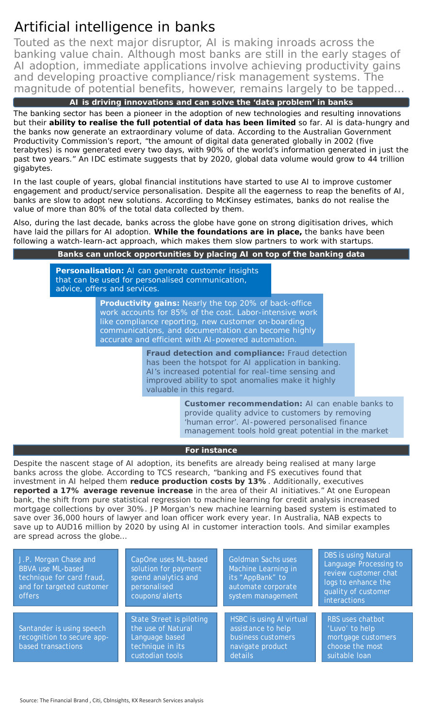# Artificial intelligence in banks

Touted as the next major disruptor, AI is making inroads across the banking value chain. Although most banks are still in the early stages of AI adoption, immediate applications involve achieving productivity gains and developing proactive compliance/risk management systems. The magnitude of potential benefits, however, remains largely to be tapped…

## AI is driving innovations and can solve the 'data problem' in banks

The banking sector has been a pioneer in the adoption of new technologies and resulting innovations but their **ability to realise the full potential of data has been limited** so far. AI is data-hungry and the banks now generate an extraordinary volume of data. According to the Australian Government Productivity Commission's report, "the amount of digital data generated globally in 2002 (five terabytes) is now generated every two days, with 90% of the world's information generated in just the past two years." An IDC estimate suggests that by 2020, global data volume would grow to 44 trillion gigabytes.

In the last couple of years, global financial institutions have started to use AI to improve customer engagement and product/service personalisation. Despite all the eagerness to reap the benefits of AI, banks are slow to adopt new solutions. According to McKinsey estimates, banks do not realise the value of more than 80% of the total data collected by them.

Also, during the last decade, banks across the globe have gone on strong digitisation drives, which have laid the pillars for AI adoption. **While the foundations are in place,** the banks have been following a watch-learn-act approach, which makes them slow partners to work with startups.

## Banks can unlock opportunities by placing AI on top of the banking data

**Personalisation:** AI can generate customer insights that can be used for personalised communication, advice, offers and services.

**Productivity gains:** Nearly the top 20% of back-office work accounts for 85% of the cost. Labor-intensive work like compliance reporting, new customer on-boarding communications, and documentation can become highly accurate and efficient with AI-powered automation.

**Fraud detection and compliance:** Fraud detection has been the hotspot for AI application in banking. AI's increased potential for real-time sensing and improved ability to spot anomalies make it highly valuable in this regard.

**Customer recommendation:** AI can enable banks to provide quality advice to customers by removing 'human error'. AI-powered personalised finance management tools hold great potential in the market.

## For instance

Despite the nascent stage of AI adoption, its benefits are already being realised at many large banks across the globe. According to TCS research, "banking and FS executives found that investment in AI helped them **reduce production costs by 13%**. Additionally, executives **reported a 17% average revenue increase** in the area of their AI initiatives." At one European bank, the shift from pure statistical regression to machine learning for credit analysis increased mortgage collections by over 30%. JP Morgan's new machine learning based system is estimated to save over 36,000 hours of lawyer and loan officer work every year. In Australia, NAB expects to save up to AUD16 million by 2020 by using AI in customer interaction tools. And similar examples are spread across the globe…

- J.P. Morgan Chase and BBVA use ML-based technique for card fraud, and for targeted customer offers
- CapOne uses ML-based solution for payment spend analytics and personalised coupons/alerts
- Goldman Sachs uses Machine Learning in its "AppBank" to automate corporate system management
- DBS is using Natural Language Processing to review customer chat logs to enhance the quality of customer interactions
- Santander is using speech recognition to secure app-based transactions
- State Street is piloting the use of Natural Language based technique in its custodian tools
- HSBC is using AI virtual assistance to help business customers navigate product details
- RBS uses chatbot 'Luvo' to help mortgage customers choose the most suitable loan

Source: The Financial Brand , Citi, CbInsights, KX Research Services analysis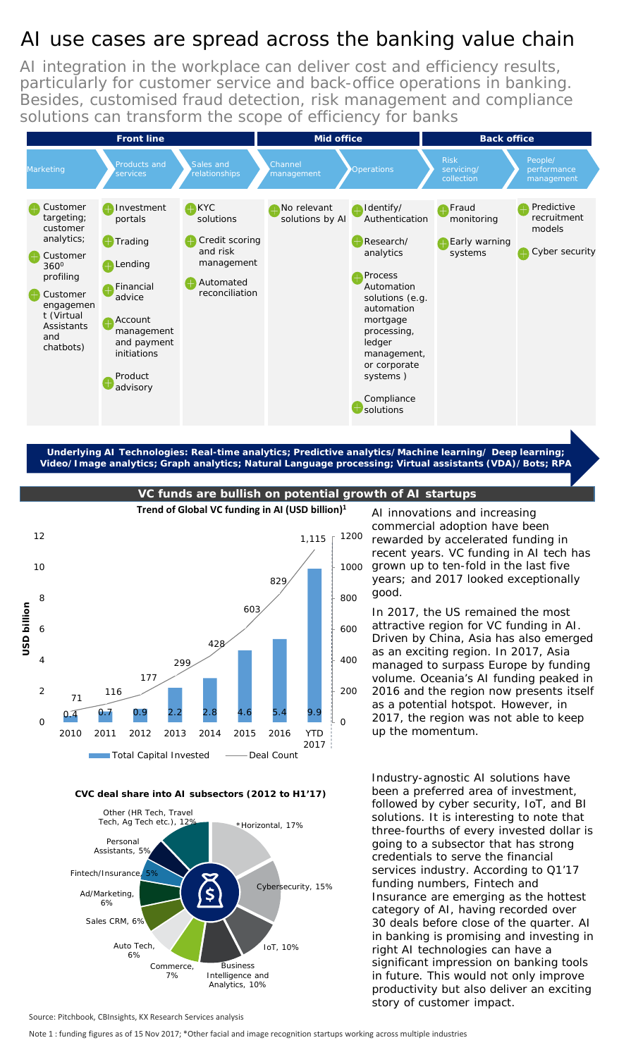# AI use cases are spread across the banking value chain

AI integration in the workplace can deliver cost and efficiency results, particularly for customer service and back-office operations in banking. Besides, customised fraud detection, risk management and compliance solutions can transform the scope of efficiency for banks

| Front line | | | Mid office | | Back office | |
|---|---|---|---|---|---|---|
| Marketing | Products and services | Sales and relationships | Channel management | Operations | Risk servicing/ collection | People/ performance management |
| Customer targeting; customer analytics; Customer 360⁰ profiling; Customer engagement (Virtual Assistants and chatbots) | Investment portals; Trading; Lending; Financial advice; Account management and payment initiations; Product advisory | KYC solutions; Credit scoring and risk management; Automated reconciliation | No relevant solutions by AI | Identify/ Authentication; Research/ analytics; Process Automation solutions (e.g. automation mortgage processing, ledger management, or corporate systems ); Compliance solutions | Fraud monitoring; Early warning systems | Predictive recruitment models; Cyber security |

**Underlying AI Technologies: Real-time analytics; Predictive analytics/Machine learning/ Deep learning; Video/Image analytics; Graph analytics; Natural Language processing; Virtual assistants (VDA)/Bots; RPA**

## VC funds are bullish on potential growth of AI startups

**Trend of Global VC funding in AI (USD billion)[1]**

USD billion

2010: 0.4, 71
2011: 0.7, 116
2012: 0.9, 177
2013: 2.2, 299
2014: 2.8, 428
2015: 4.6, 603
2016: 5.4, 829
YTD 2017: 9.9, 1,115

Total Capital Invested — Deal Count

AI innovations and increasing commercial adoption have been rewarded by accelerated funding in recent years. VC funding in AI tech has grown up to ten-fold in the last five years; and 2017 looked exceptionally good.

In 2017, the US remained the most attractive region for VC funding in AI. Driven by China, Asia has also emerged as an exciting region. In 2017, Asia managed to surpass Europe by funding volume. Oceania's AI funding peaked in 2016 and the region now presents itself as a potential hotspot. However, in 2017, the region was not able to keep up the momentum.

**CVC deal share into AI subsectors (2012 to H1'17)**

*Horizontal, 17%
Cybersecurity, 15%
IoT, 10%
Business Intelligence and Analytics, 10%
Commerce, 7%
Auto Tech, 6%
Sales CRM, 6%
Ad/Marketing, 6%
Fintech/Insurance, 5%
Personal Assistants, 5%
Other (HR Tech, Travel Tech, Ag Tech etc.), 12%

Industry-agnostic AI solutions have been a preferred area of investment, followed by cyber security, IoT, and BI solutions. It is interesting to note that three-fourths of every invested dollar is going to a subsector that has strong credentials to serve the financial services industry. According to Q1'17 funding numbers, Fintech and Insurance are emerging as the hottest category of AI, having recorded over 30 deals before close of the quarter. AI in banking is promising and investing in right AI technologies can have a significant impression on banking tools in future. This would not only improve productivity but also deliver an exciting story of customer impact.

Source: Pitchbook, CBInsights, KX Research Services analysis

Note 1 : funding figures as of 15 Nov 2017; *Other facial and image recognition startups working across multiple industries